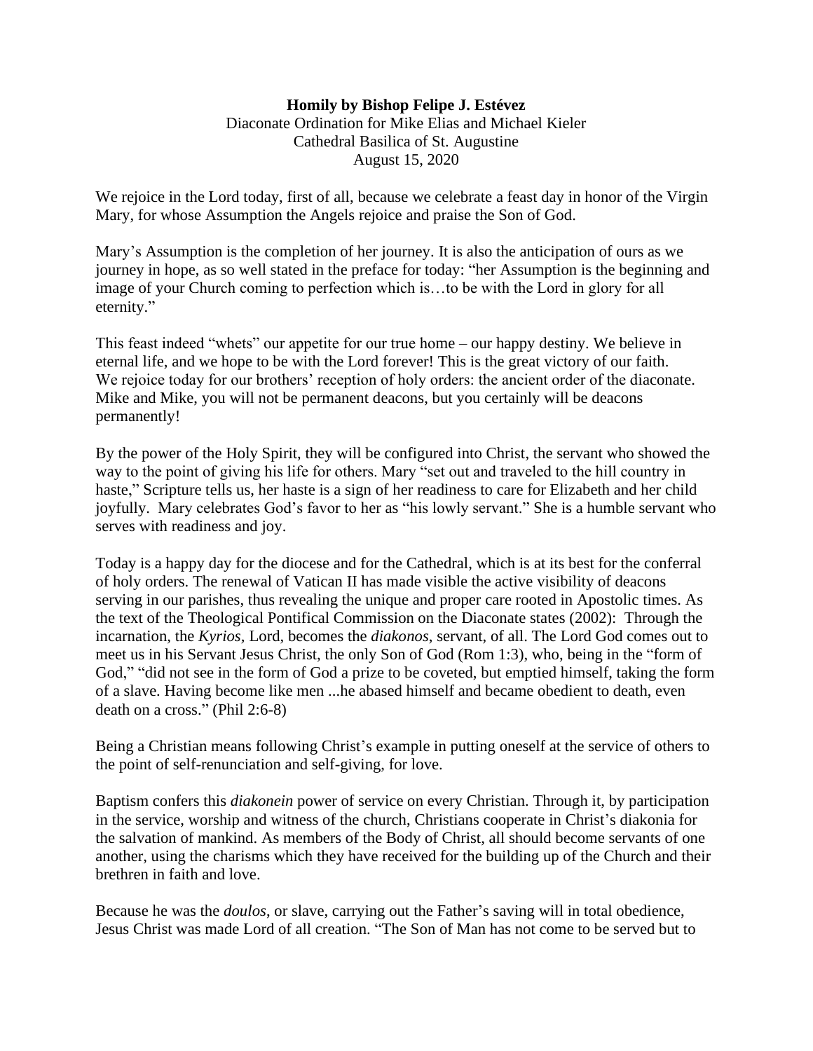**Homily by Bishop Felipe J. Estévez**

Diaconate Ordination for Mike Elias and Michael Kieler
Cathedral Basilica of St. Augustine
August 15, 2020

We rejoice in the Lord today, first of all, because we celebrate a feast day in honor of the Virgin Mary, for whose Assumption the Angels rejoice and praise the Son of God.

Mary's Assumption is the completion of her journey. It is also the anticipation of ours as we journey in hope, as so well stated in the preface for today: "her Assumption is the beginning and image of your Church coming to perfection which is…to be with the Lord in glory for all eternity."

This feast indeed "whets" our appetite for our true home – our happy destiny. We believe in eternal life, and we hope to be with the Lord forever! This is the great victory of our faith. We rejoice today for our brothers' reception of holy orders: the ancient order of the diaconate. Mike and Mike, you will not be permanent deacons, but you certainly will be deacons permanently!

By the power of the Holy Spirit, they will be configured into Christ, the servant who showed the way to the point of giving his life for others. Mary "set out and traveled to the hill country in haste," Scripture tells us, her haste is a sign of her readiness to care for Elizabeth and her child joyfully. Mary celebrates God's favor to her as "his lowly servant." She is a humble servant who serves with readiness and joy.

Today is a happy day for the diocese and for the Cathedral, which is at its best for the conferral of holy orders. The renewal of Vatican II has made visible the active visibility of deacons serving in our parishes, thus revealing the unique and proper care rooted in Apostolic times. As the text of the Theological Pontifical Commission on the Diaconate states (2002): Through the incarnation, the *Kyrios*, Lord, becomes the *diakonos*, servant, of all. The Lord God comes out to meet us in his Servant Jesus Christ, the only Son of God (Rom 1:3), who, being in the "form of God," "did not see in the form of God a prize to be coveted, but emptied himself, taking the form of a slave. Having become like men ...he abased himself and became obedient to death, even death on a cross." (Phil 2:6-8)

Being a Christian means following Christ's example in putting oneself at the service of others to the point of self-renunciation and self-giving, for love.

Baptism confers this *diakonein* power of service on every Christian. Through it, by participation in the service, worship and witness of the church, Christians cooperate in Christ's diakonia for the salvation of mankind. As members of the Body of Christ, all should become servants of one another, using the charisms which they have received for the building up of the Church and their brethren in faith and love.

Because he was the *doulos*, or slave, carrying out the Father's saving will in total obedience, Jesus Christ was made Lord of all creation. "The Son of Man has not come to be served but to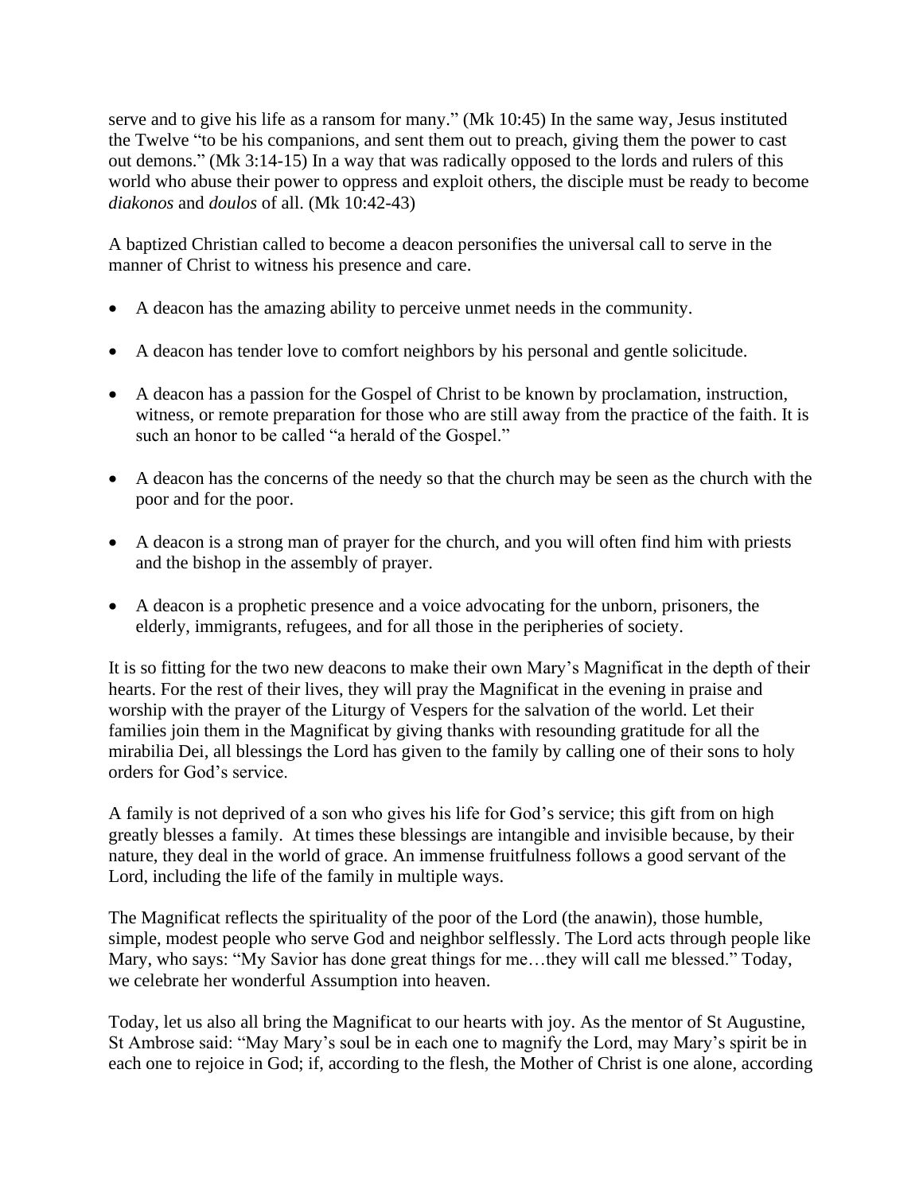serve and to give his life as a ransom for many." (Mk 10:45) In the same way, Jesus instituted the Twelve "to be his companions, and sent them out to preach, giving them the power to cast out demons." (Mk 3:14-15) In a way that was radically opposed to the lords and rulers of this world who abuse their power to oppress and exploit others, the disciple must be ready to become *diakonos* and *doulos* of all. (Mk 10:42-43)

A baptized Christian called to become a deacon personifies the universal call to serve in the manner of Christ to witness his presence and care.

- A deacon has the amazing ability to perceive unmet needs in the community.
- A deacon has tender love to comfort neighbors by his personal and gentle solicitude.
- A deacon has a passion for the Gospel of Christ to be known by proclamation, instruction, witness, or remote preparation for those who are still away from the practice of the faith. It is such an honor to be called "a herald of the Gospel."
- A deacon has the concerns of the needy so that the church may be seen as the church with the poor and for the poor.
- A deacon is a strong man of prayer for the church, and you will often find him with priests and the bishop in the assembly of prayer.
- A deacon is a prophetic presence and a voice advocating for the unborn, prisoners, the elderly, immigrants, refugees, and for all those in the peripheries of society.

It is so fitting for the two new deacons to make their own Mary's Magnificat in the depth of their hearts. For the rest of their lives, they will pray the Magnificat in the evening in praise and worship with the prayer of the Liturgy of Vespers for the salvation of the world. Let their families join them in the Magnificat by giving thanks with resounding gratitude for all the mirabilia Dei, all blessings the Lord has given to the family by calling one of their sons to holy orders for God's service.

A family is not deprived of a son who gives his life for God's service; this gift from on high greatly blesses a family. At times these blessings are intangible and invisible because, by their nature, they deal in the world of grace. An immense fruitfulness follows a good servant of the Lord, including the life of the family in multiple ways.

The Magnificat reflects the spirituality of the poor of the Lord (the anawin), those humble, simple, modest people who serve God and neighbor selflessly. The Lord acts through people like Mary, who says: "My Savior has done great things for me…they will call me blessed." Today, we celebrate her wonderful Assumption into heaven.

Today, let us also all bring the Magnificat to our hearts with joy. As the mentor of St Augustine, St Ambrose said: "May Mary's soul be in each one to magnify the Lord, may Mary's spirit be in each one to rejoice in God; if, according to the flesh, the Mother of Christ is one alone, according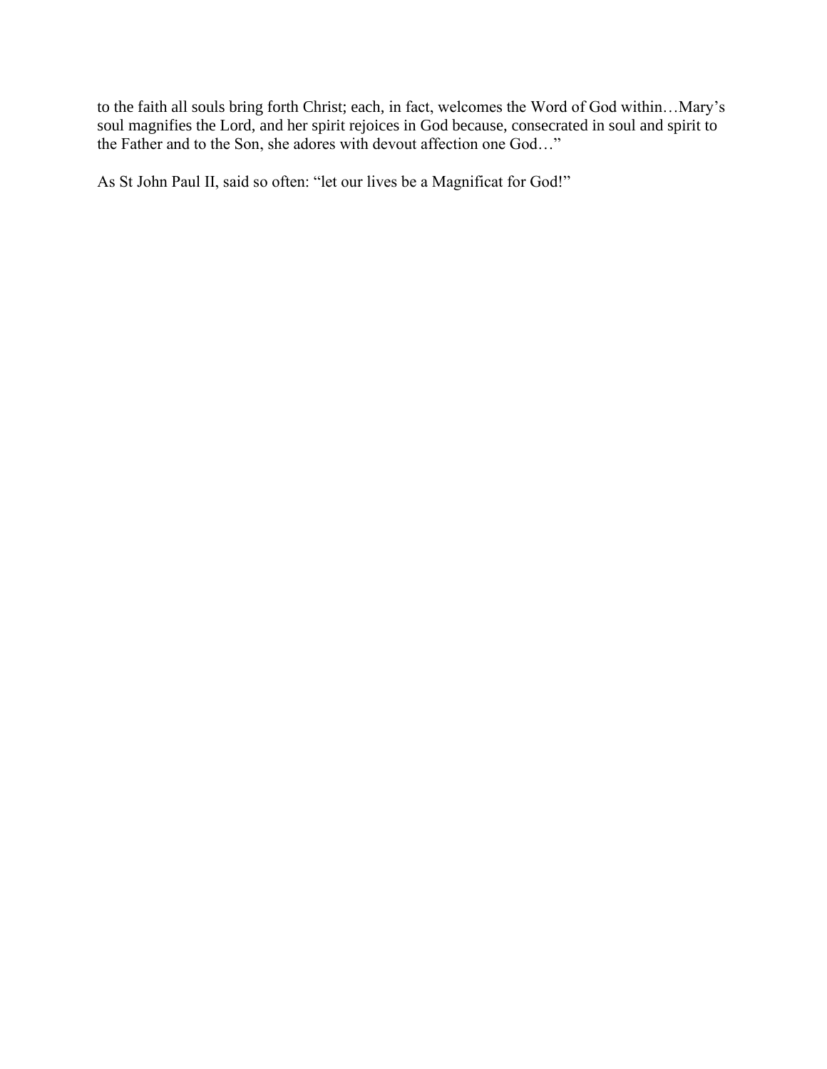to the faith all souls bring forth Christ; each, in fact, welcomes the Word of God within…Mary's soul magnifies the Lord, and her spirit rejoices in God because, consecrated in soul and spirit to the Father and to the Son, she adores with devout affection one God…"

As St John Paul II, said so often: "let our lives be a Magnificat for God!"